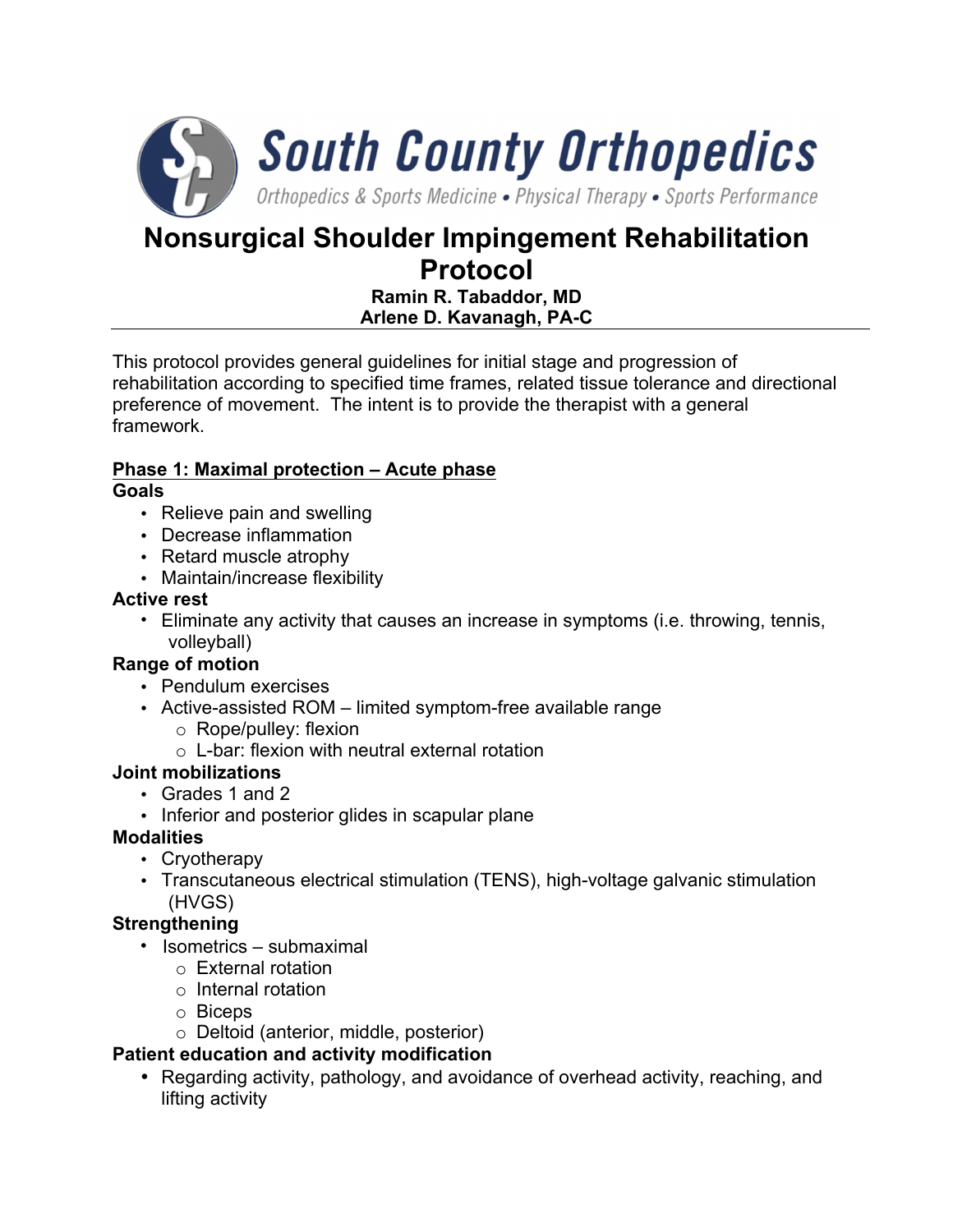# Nonsurgical Shoulder Impingement Rehabilitation Protocol

**Ramin R. Tabaddor, MD**
**Arlene D. Kavanagh, PA-C**

This protocol provides general guidelines for initial stage and progression of rehabilitation according to specified time frames, related tissue tolerance and directional preference of movement. The intent is to provide the therapist with a general framework.

## Phase 1: Maximal protection – Acute phase

**Goals**

- Relieve pain and swelling
- Decrease inflammation
- Retard muscle atrophy
- Maintain/increase flexibility

**Active rest**

- Eliminate any activity that causes an increase in symptoms (i.e. throwing, tennis, volleyball)

**Range of motion**

- Pendulum exercises
- Active-assisted ROM – limited symptom-free available range
  - Rope/pulley: flexion
  - L-bar: flexion with neutral external rotation

**Joint mobilizations**

- Grades 1 and 2
- Inferior and posterior glides in scapular plane

**Modalities**

- Cryotherapy
- Transcutaneous electrical stimulation (TENS), high-voltage galvanic stimulation (HVGS)

**Strengthening**

- Isometrics – submaximal
  - External rotation
  - Internal rotation
  - Biceps
  - Deltoid (anterior, middle, posterior)

**Patient education and activity modification**

- Regarding activity, pathology, and avoidance of overhead activity, reaching, and lifting activity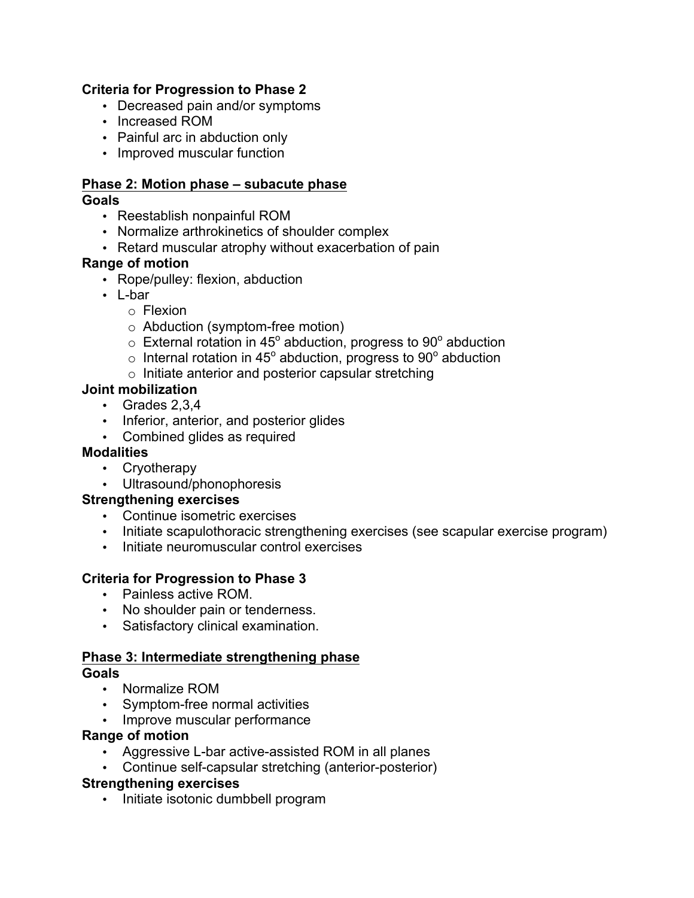**Criteria for Progression to Phase 2**

- Decreased pain and/or symptoms
- Increased ROM
- Painful arc in abduction only
- Improved muscular function

## Phase 2: Motion phase – subacute phase

**Goals**

- Reestablish nonpainful ROM
- Normalize arthrokinetics of shoulder complex
- Retard muscular atrophy without exacerbation of pain

**Range of motion**

- Rope/pulley: flexion, abduction
- L-bar
  - Flexion
  - Abduction (symptom-free motion)
  - External rotation in 45$^{o}$ abduction, progress to 90$^{o}$ abduction
  - Internal rotation in 45$^{o}$ abduction, progress to 90$^{o}$ abduction
  - Initiate anterior and posterior capsular stretching

**Joint mobilization**

- Grades 2,3,4
- Inferior, anterior, and posterior glides
- Combined glides as required

**Modalities**

- Cryotherapy
- Ultrasound/phonophoresis

**Strengthening exercises**

- Continue isometric exercises
- Initiate scapulothoracic strengthening exercises (see scapular exercise program)
- Initiate neuromuscular control exercises

**Criteria for Progression to Phase 3**

- Painless active ROM.
- No shoulder pain or tenderness.
- Satisfactory clinical examination.

## Phase 3: Intermediate strengthening phase

**Goals**

- Normalize ROM
- Symptom-free normal activities
- Improve muscular performance

**Range of motion**

- Aggressive L-bar active-assisted ROM in all planes
- Continue self-capsular stretching (anterior-posterior)

**Strengthening exercises**

- Initiate isotonic dumbbell program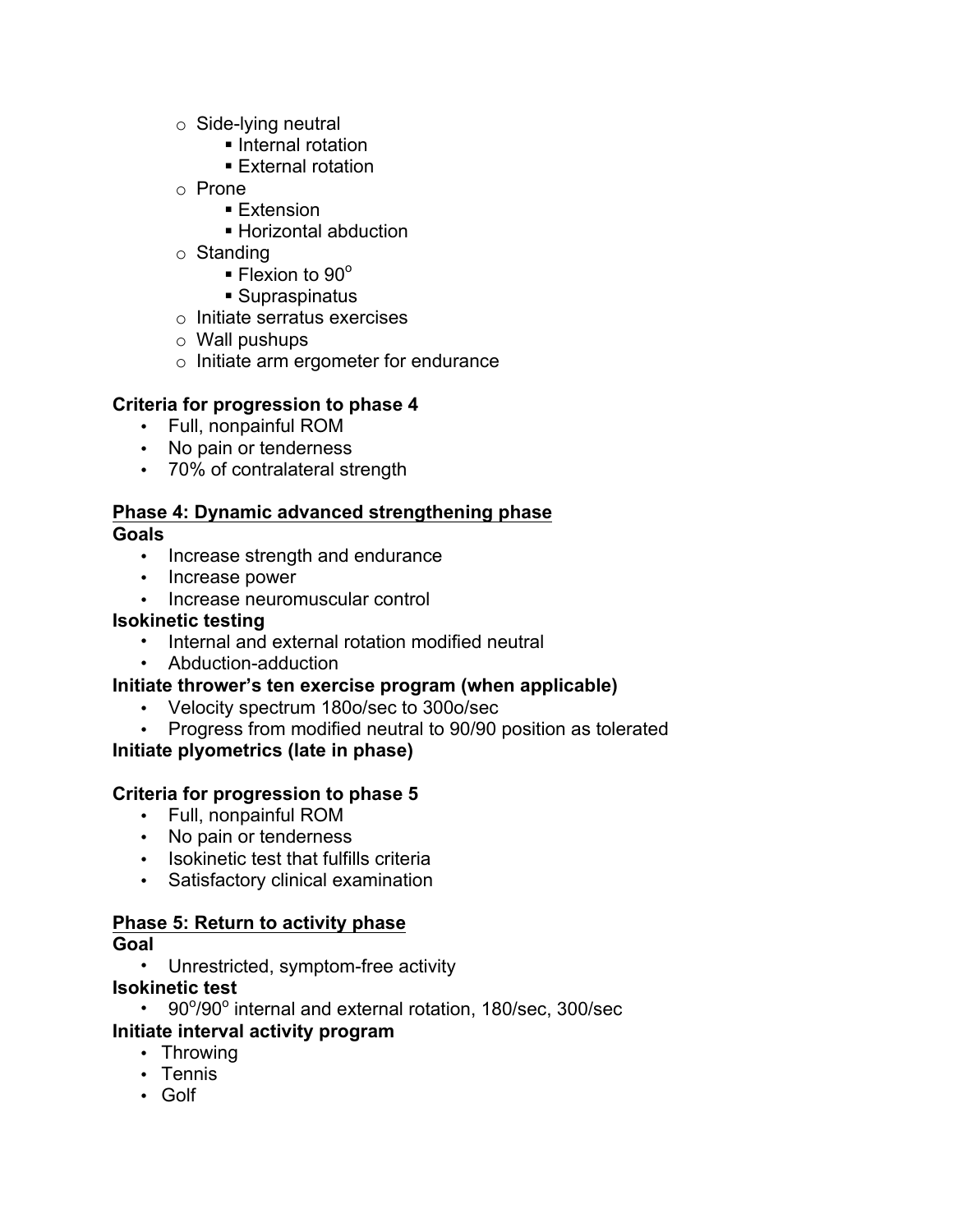- Side-lying neutral
    - Internal rotation
    - External rotation
- Prone
    - Extension
    - Horizontal abduction
- Standing
    - Flexion to 90°
    - Supraspinatus
- Initiate serratus exercises
- Wall pushups
- Initiate arm ergometer for endurance

**Criteria for progression to phase 4**

- Full, nonpainful ROM
- No pain or tenderness
- 70% of contralateral strength

**Phase 4: Dynamic advanced strengthening phase**

**Goals**

- Increase strength and endurance
- Increase power
- Increase neuromuscular control

**Isokinetic testing**

- Internal and external rotation modified neutral
- Abduction-adduction

**Initiate thrower's ten exercise program (when applicable)**

- Velocity spectrum 180o/sec to 300o/sec
- Progress from modified neutral to 90/90 position as tolerated

**Initiate plyometrics (late in phase)**

**Criteria for progression to phase 5**

- Full, nonpainful ROM
- No pain or tenderness
- Isokinetic test that fulfills criteria
- Satisfactory clinical examination

**Phase 5: Return to activity phase**

**Goal**

- Unrestricted, symptom-free activity

**Isokinetic test**

- 90°/90° internal and external rotation, 180/sec, 300/sec

**Initiate interval activity program**

- Throwing
- Tennis
- Golf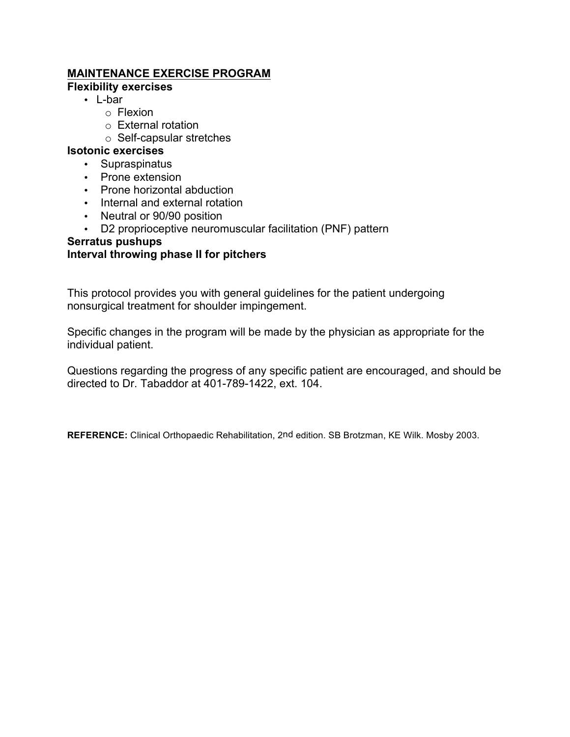## MAINTENANCE EXERCISE PROGRAM

**Flexibility exercises**

- L-bar
  - Flexion
  - External rotation
  - Self-capsular stretches

**Isotonic exercises**

- Supraspinatus
- Prone extension
- Prone horizontal abduction
- Internal and external rotation
- Neutral or 90/90 position
- D2 proprioceptive neuromuscular facilitation (PNF) pattern

**Serratus pushups**

**Interval throwing phase II for pitchers**

This protocol provides you with general guidelines for the patient undergoing nonsurgical treatment for shoulder impingement.

Specific changes in the program will be made by the physician as appropriate for the individual patient.

Questions regarding the progress of any specific patient are encouraged, and should be directed to Dr. Tabaddor at 401-789-1422, ext. 104.

**REFERENCE:** Clinical Orthopaedic Rehabilitation, 2nd edition. SB Brotzman, KE Wilk. Mosby 2003.